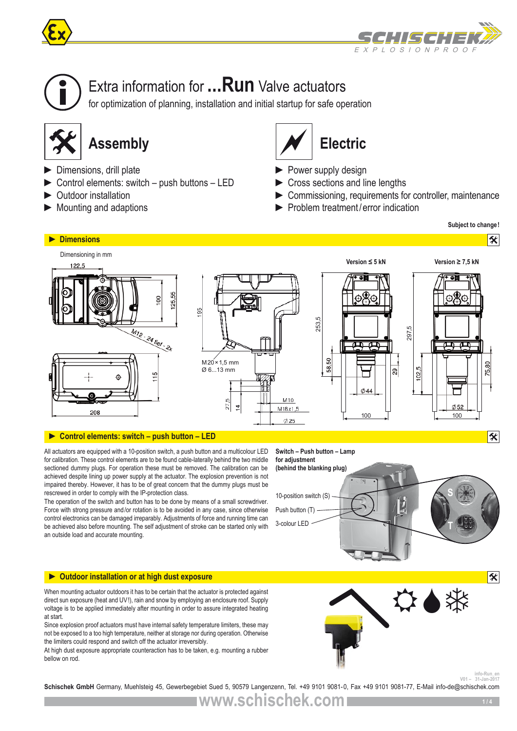# Extra information for ...Run Valve actuators

for optimization of planning, installation and initial startup for safe operation

## Assembly

- Dimensions, drill plate
- Control elements: switch – push buttons – LED
- Outdoor installation
- Mounting and adaptions

## Electric

- Power supply design
- Cross sections and line lengths
- Commissioning, requirements for controller, maintenance
- Problem treatment / error indication

**Subject to change!**

### ► Dimensions

Dimensioning in mm

Version ≤ 5 kN

Version ≥ 7,5 kN

### ► Control elements: switch – push button – LED

All actuators are equipped with a 10-position switch, a push button and a multicolour LED for calibration. These control elements are to be found cable-laterally behind the two middle sectioned dummy plugs. For operation these must be removed. The calibration can be achieved despite lining up power supply at the actuator. The explosion prevention is not impaired thereby. However, it has to be of great concern that the dummy plugs must be rescrewed in order to comply with the IP-protection class.

The operation of the switch and button has to be done by means of a small screwdriver. Force with strong pressure and/or rotation is to be avoided in any case, since otherwise control electronics can be damaged irreparably. Adjustments of force and running time can be achieved also before mounting. The self adjustment of stroke can be started only with an outside load and accurate mounting.

**Switch – Push button – Lamp for adjustment (behind the blanking plug)**

10-position switch (S)

Push button (T)

3-colour LED

### ► Outdoor installation or at high dust exposure

When mounting actuator outdoors it has to be certain that the actuator is protected against direct sun exposure (heat and UV!), rain and snow by employing an enclosure roof. Supply voltage is to be applied immediately after mounting in order to assure integrated heating at start.

Since explosion proof actuators must have internal safety temperature limiters, these may not be exposed to a too high temperature, neither at storage nor during operation. Otherwise the limiters could respond and switch off the actuator irreversibly.

At high dust exposure appropriate counteraction has to be taken, e.g. mounting a rubber bellow on rod.

info-Run_en
V01 – 31-Jan-2017

**Schischek GmbH** Germany, Muehlsteig 45, Gewerbegebiet Sued 5, 90579 Langenzenn, Tel. +49 9101 9081-0, Fax +49 9101 9081-77, E-Mail info-de@schischek.com

www.schischek.com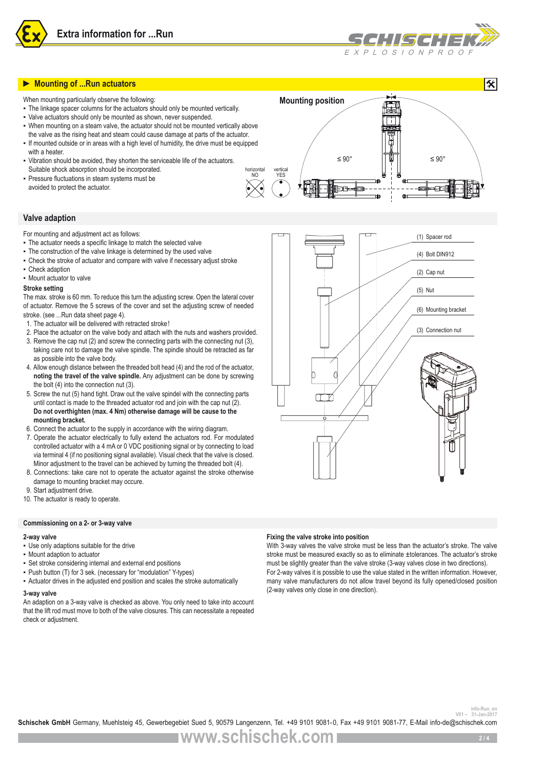## Mounting of ...Run actuators

When mounting particularly observe the following:

- The linkage spacer columns for the actuators should only be mounted vertically.
- Valve actuators should only be mounted as shown, never suspended.
- When mounting on a steam valve, the actuator should not be mounted vertically above the valve as the rising heat and steam could cause damage at parts of the actuator.
- If mounted outside or in areas with a high level of humidity, the drive must be equipped with a heater.
- Vibration should be avoided, they shorten the serviceable life of the actuators. Suitable shock absorption should be incorporated.
- Pressure fluctuations in steam systems must be avoided to protect the actuator.

**Mounting position**

horizontal NO — vertical YES — ≤ 90° — ≤ 90°

## Valve adaption

For mounting and adjustment act as follows:

- The actuator needs a specific linkage to match the selected valve
- The construction of the valve linkage is determined by the used valve
- Check the stroke of actuator and compare with valve if necessary adjust stroke
- Check adaption
- Mount actuator to valve

**Stroke setting**

The max. stroke is 60 mm. To reduce this turn the adjusting screw. Open the lateral cover of actuator. Remove the 5 screws of the cover and set the adjusting screw of needed stroke. (see ...Run data sheet page 4).

1. The actuator will be delivered with retracted stroke!
2. Place the actuator on the valve body and attach with the nuts and washers provided.
3. Remove the cap nut (2) and screw the connecting parts with the connecting nut (3), taking care not to damage the valve spindle. The spindle should be retracted as far as possible into the valve body.
4. Allow enough distance between the threaded bolt head (4) and the rod of the actuator, **noting the travel of the valve spindle.** Any adjustment can be done by screwing the bolt (4) into the connection nut (3).
5. Screw the nut (5) hand tight. Draw out the valve spindel with the connecting parts until contact is made to the threaded actuator rod and join with the cap nut (2). **Do not overthighten (max. 4 Nm) otherwise damage will be cause to the mounting bracket.**
6. Connect the actuator to the supply in accordance with the wiring diagram.
7. Operate the actuator electrically to fully extend the actuators rod. For modulated controlled actuator with a 4 mA or 0 VDC positioning signal or by connecting to load via terminal 4 (if no positioning signal available). Visual check that the valve is closed. Minor adjustment to the travel can be achieved by turning the threaded bolt (4).
8. Connections: take care not to operate the actuator against the stroke otherwise damage to mounting bracket may occure.
9. Start adjustment drive.
10. The actuator is ready to operate.

(1) Spacer rod
(4) Bolt DIN912
(2) Cap nut
(5) Nut
(6) Mounting bracket
(3) Connection nut

### Commissioning on a 2- or 3-way valve

**2-way valve**

- Use only adaptions suitable for the drive
- Mount adaption to actuator
- Set stroke considering internal and external end positions
- Push button (T) for 3 sek. (necessary for "modulation" Y-types)
- Actuator drives in the adjusted end position and scales the stroke automatically

**3-way valve**

An adaption on a 3-way valve is checked as above. You only need to take into account that the lift rod must move to both of the valve closures. This can necessitate a repeated check or adjustment.

**Fixing the valve stroke into position**

With 3-way valves the valve stroke must be less than the actuator's stroke. The valve stroke must be measured exactly so as to eliminate ±tolerances. The actuator's stroke must be slightly greater than the valve stroke (3-way valves close in two directions).
For 2-way valves it is possible to use the value stated in the written information. However, many valve manufacturers do not allow travel beyond its fully opened/closed position (2-way valves only close in one direction).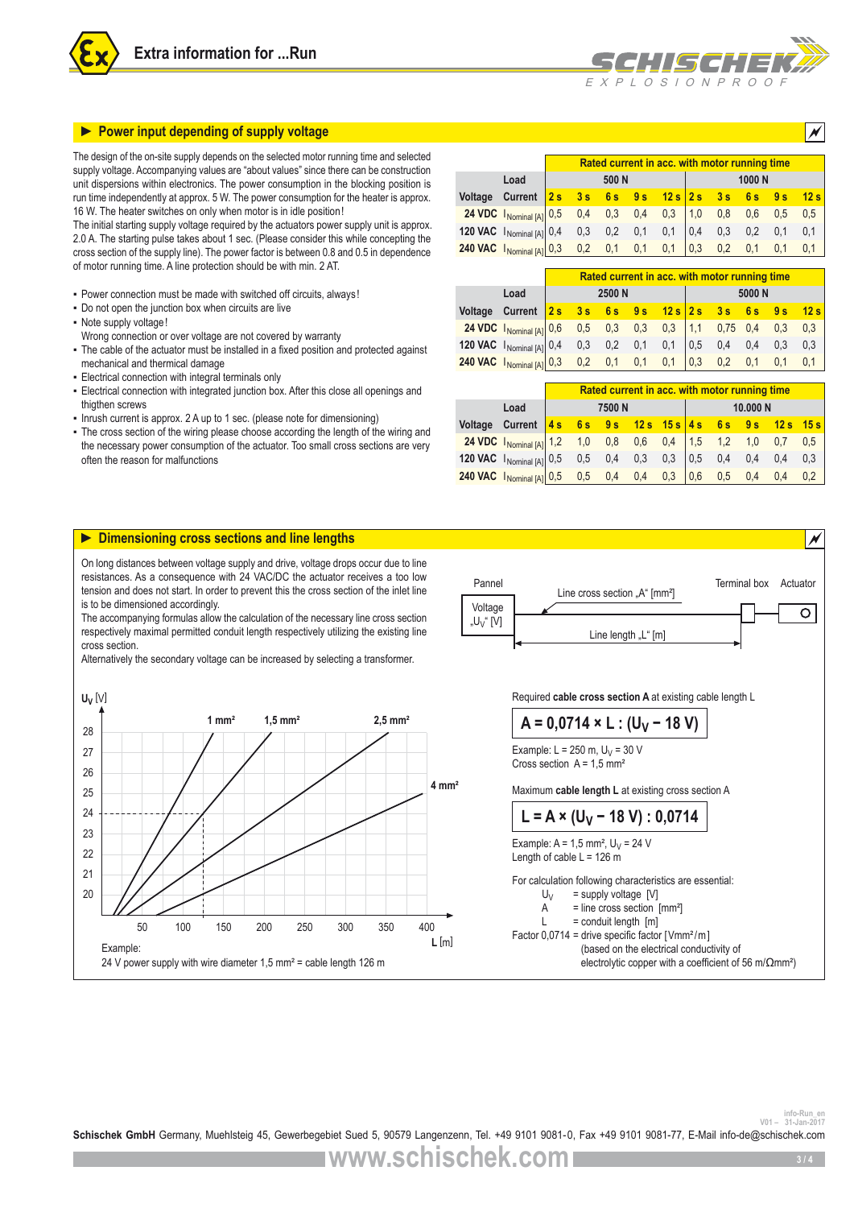# Extra information for ...Run

## ► Power input depending of supply voltage

The design of the on-site supply depends on the selected motor running time and selected supply voltage. Accompanying values are "about values" since there can be construction unit dispersions within electronics. The power consumption in the blocking position is run time independently at approx. 5 W. The power consumption for the heater is approx. 16 W. The heater switches on only when motor is in idle position!

The initial starting supply voltage required by the actuators power supply unit is approx. 2.0 A. The starting pulse takes about 1 sec. (Please consider this while concepting the cross section of the supply line). The power factor is between 0.8 and 0.5 in dependence of motor running time. A line protection should be with min. 2 AT.

- Power connection must be made with switched off circuits, always!
- Do not open the junction box when circuits are live
- Note supply voltage!
  Wrong connection or over voltage are not covered by warranty
- The cable of the actuator must be installed in a fixed position and protected against mechanical and thermal damage
- Electrical connection with integral terminals only
- Electrical connection with integrated junction box. After this close all openings and thigthen screws
- Inrush current is approx. 2 A up to 1 sec. (please note for dimensioning)
- The cross section of the wiring please choose according the length of the wiring and the necessary power consumption of the actuator. Too small cross sections are very often the reason for malfunctions

| | | Rated current in acc. with motor running time | | | | | | | | | |
|---|---|---|---|---|---|---|---|---|---|---|---|
| | Load | 500 N | | | | | 1000 N | | | | |
| Voltage | Current | 2 s | 3 s | 6 s | 9 s | 12 s | 2 s | 3 s | 6 s | 9 s | 12 s |
| 24 VDC | $I_{Nominal\,[A]}$ | 0,5 | 0,4 | 0,3 | 0,4 | 0,3 | 1,0 | 0,8 | 0,6 | 0,5 | 0,5 |
| 120 VAC | $I_{Nominal\,[A]}$ | 0,4 | 0,3 | 0,2 | 0,1 | 0,1 | 0,4 | 0,3 | 0,2 | 0,1 | 0,1 |
| 240 VAC | $I_{Nominal\,[A]}$ | 0,3 | 0,2 | 0,1 | 0,1 | 0,1 | 0,3 | 0,2 | 0,1 | 0,1 | 0,1 |

| | | Rated current in acc. with motor running time | | | | | | | | | |
|---|---|---|---|---|---|---|---|---|---|---|---|
| | Load | 2500 N | | | | | 5000 N | | | | |
| Voltage | Current | 2 s | 3 s | 6 s | 9 s | 12 s | 2 s | 3 s | 6 s | 9 s | 12 s |
| 24 VDC | $I_{Nominal\,[A]}$ | 0,6 | 0,5 | 0,3 | 0,3 | 0,3 | 1,1 | 0,75 | 0,4 | 0,3 | 0,3 |
| 120 VAC | $I_{Nominal\,[A]}$ | 0,4 | 0,3 | 0,2 | 0,1 | 0,1 | 0,5 | 0,4 | 0,4 | 0,3 | 0,3 |
| 240 VAC | $I_{Nominal\,[A]}$ | 0,3 | 0,2 | 0,1 | 0,1 | 0,1 | 0,3 | 0,2 | 0,1 | 0,1 | 0,1 |

| | | Rated current in acc. with motor running time | | | | | | | | | |
|---|---|---|---|---|---|---|---|---|---|---|---|
| | Load | 7500 N | | | | | 10.000 N | | | | |
| Voltage | Current | 4 s | 6 s | 9 s | 12 s | 15 s | 4 s | 6 s | 9 s | 12 s | 15 s |
| 24 VDC | $I_{Nominal\,[A]}$ | 1,2 | 1,0 | 0,8 | 0,6 | 0,4 | 1,5 | 1,2 | 1,0 | 0,7 | 0,5 |
| 120 VAC | $I_{Nominal\,[A]}$ | 0,5 | 0,5 | 0,4 | 0,3 | 0,3 | 0,5 | 0,4 | 0,4 | 0,4 | 0,3 |
| 240 VAC | $I_{Nominal\,[A]}$ | 0,5 | 0,5 | 0,4 | 0,4 | 0,3 | 0,6 | 0,5 | 0,4 | 0,4 | 0,2 |

## ► Dimensioning cross sections and line lengths

On long distances between voltage supply and drive, voltage drops occur due to line resistances. As a consequence with 24 VAC/DC the actuator receives a too low tension and does not start. In order to prevent this the cross section of the inlet line is to be dimensioned accordingly.

The accompanying formulas allow the calculation of the necessary line cross section respectively maximal permitted conduit length respectively utilizing the existing line cross section.

Alternatively the secondary voltage can be increased by selecting a transformer.

Pannel — Voltage „$U_V$" [V] — Line cross section „A" [mm²] — Line length „L" [m] — Terminal box — Actuator

Chart: $U_V$ [V] (20–28) versus L [m] (50–400), lines for 1 mm², 1,5 mm², 2,5 mm², 4 mm².

Example:
24 V power supply with wire diameter 1,5 mm² = cable length 126 m

Required **cable cross section A** at existing cable length L

$$A = 0{,}0714 \times L : (U_V - 18\,V)$$

Example: L = 250 m, $U_V$ = 30 V
Cross section A = 1,5 mm²

Maximum **cable length L** at existing cross section A

$$L = A \times (U_V - 18\,V) : 0{,}0714$$

Example: A = 1,5 mm², $U_V$ = 24 V
Length of cable L = 126 m

For calculation following characteristics are essential:

$U_V$ = supply voltage [V]
A = line cross section [mm²]
L = conduit length [m]
Factor 0,0714 = drive specific factor [Vmm²/m]
(based on the electrical conductivity of electrolytic copper with a coefficient of 56 m/Ωmm²)

info-Run_en
V01 – 31-Jan-2017

**Schischek GmbH** Germany, Muehlsteig 45, Gewerbegebiet Sued 5, 90579 Langenzenn, Tel. +49 9101 9081-0, Fax +49 9101 9081-77, E-Mail info-de@schischek.com

www.schischek.com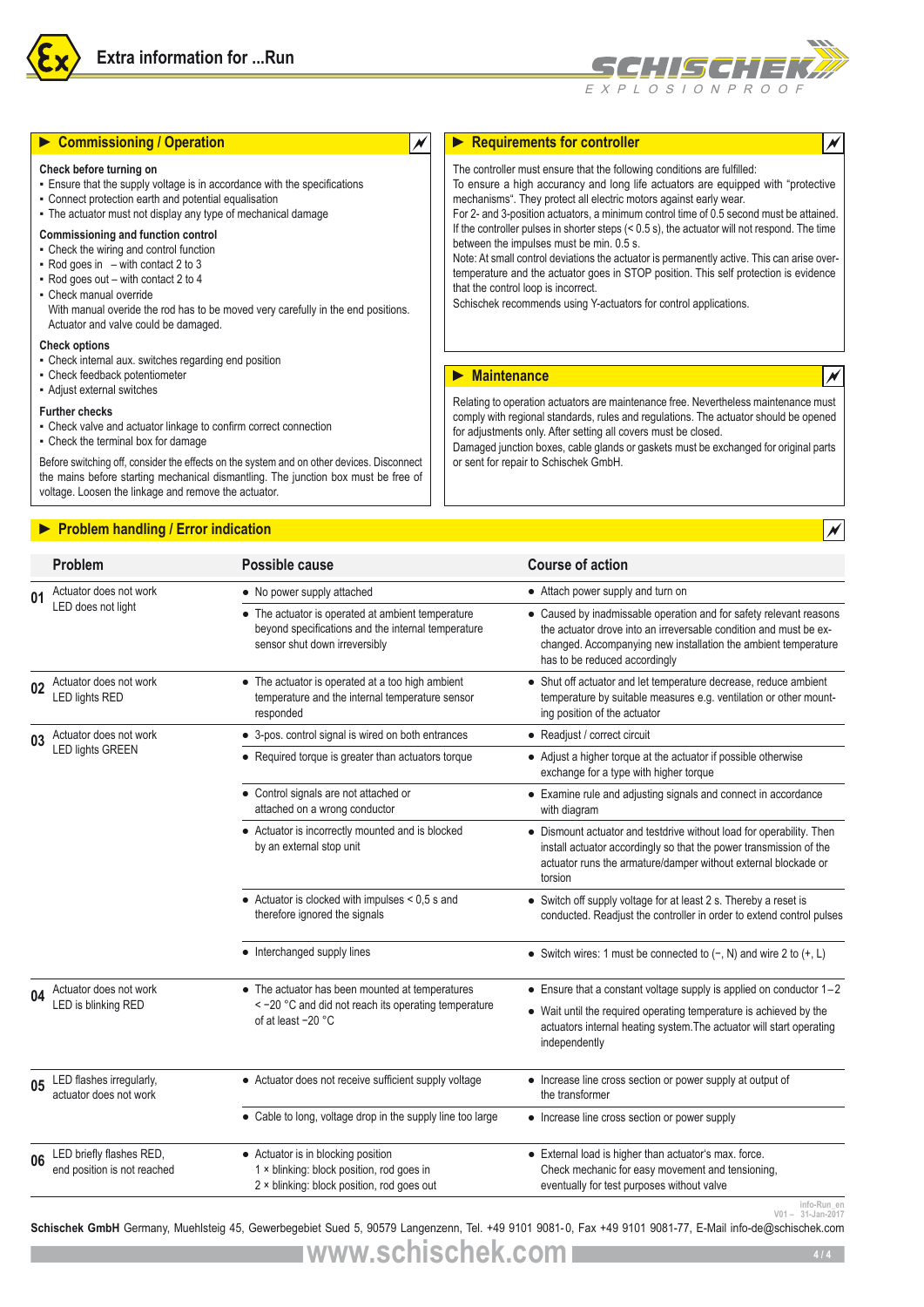# Extra information for ...Run

## ► Commissioning / Operation

**Check before turning on**

- Ensure that the supply voltage is in accordance with the specifications
- Connect protection earth and potential equalisation
- The actuator must not display any type of mechanical damage

**Commissioning and function control**

- Check the wiring and control function
- Rod goes in – with contact 2 to 3
- Rod goes out – with contact 2 to 4
- Check manual override
  With manual overide the rod has to be moved very carefully in the end positions. Actuator and valve could be damaged.

**Check options**

- Check internal aux. switches regarding end position
- Check feedback potentiometer
- Adjust external switches

**Further checks**

- Check valve and actuator linkage to confirm correct connection
- Check the terminal box for damage

Before switching off, consider the effects on the system and on other devices. Disconnect the mains before starting mechanical dismantling. The junction box must be free of voltage. Loosen the linkage and remove the actuator.

## ► Requirements for controller

The controller must ensure that the following conditions are fulfilled:
To ensure a high accurancy and long life actuators are equipped with "protective mechanisms". They protect all electric motors against early wear.
For 2- and 3-position actuators, a minimum control time of 0.5 second must be attained. If the controller pulses in shorter steps (< 0.5 s), the actuator will not respond. The time between the impulses must be min. 0.5 s.
Note: At small control deviations the actuator is permanently active. This can arise over-temperature and the actuator goes in STOP position. This self protection is evidence that the control loop is incorrect.
Schischek recommends using Y-actuators for control applications.

## ► Maintenance

Relating to operation actuators are maintenance free. Nevertheless maintenance must comply with regional standards, rules and regulations. The actuator should be opened for adjustments only. After setting all covers must be closed.
Damaged junction boxes, cable glands or gaskets must be exchanged for original parts or sent for repair to Schischek GmbH.

## ► Problem handling / Error indication

| | Problem | Possible cause | Course of action |
|---|---|---|---|
| 01 | Actuator does not work<br>LED does not light | • No power supply attached | • Attach power supply and turn on |
| | | • The actuator is operated at ambient temperature beyond specifications and the internal temperature sensor shut down irreversibly | • Caused by inadmissable operation and for safety relevant reasons the actuator drove into an irreversable condition and must be ex­changed. Accompanying new installation the ambient temperature has to be reduced accordingly |
| 02 | Actuator does not work<br>LED lights RED | • The actuator is operated at a too high ambient temperature and the internal temperature sensor responded | • Shut off actuator and let temperature decrease, reduce ambient temperature by suitable measures e.g. ventilation or other mount­ing position of the actuator |
| 03 | Actuator does not work<br>LED lights GREEN | • 3-pos. control signal is wired on both entrances | • Readjust / correct circuit |
| | | • Required torque is greater than actuators torque | • Adjust a higher torque at the actuator if possible otherwise exchange for a type with higher torque |
| | | • Control signals are not attached or attached on a wrong conductor | • Examine rule and adjusting signals and connect in accordance with diagram |
| | | • Actuator is incorrectly mounted and is blocked by an external stop unit | • Dismount actuator and testdrive without load for operability. Then install actuator accordingly so that the power transmission of the actuator runs the armature/damper without external blockade or torsion |
| | | • Actuator is clocked with impulses < 0,5 s and therefore ignored the signals | • Switch off supply voltage for at least 2 s. Thereby a reset is conducted. Readjust the controller in order to extend control pulses |
| | | • Interchanged supply lines | • Switch wires: 1 must be connected to (–, N) and wire 2 to (+, L) |
| 04 | Actuator does not work<br>LED is blinking RED | • The actuator has been mounted at temperatures < −20 °C and did not reach its operating temperature of at least −20 °C | • Ensure that a constant voltage supply is applied on conductor 1 – 2<br>• Wait until the required operating temperature is achieved by the actuators internal heating system.The actuator will start operating independently |
| 05 | LED flashes irregularly, actuator does not work | • Actuator does not receive sufficient supply voltage | • Increase line cross section or power supply at output of the transformer |
| | | • Cable to long, voltage drop in the supply line too large | • Increase line cross section or power supply |
| 06 | LED briefly flashes RED, end position is not reached | • Actuator is in blocking position<br>1 × blinking: block position, rod goes in<br>2 × blinking: block position, rod goes out | • External load is higher than actuator's max. force.<br>Check mechanic for easy movement and tensioning, eventually for test purposes without valve |

info-Run_en
V01 – 31-Jan-2017

**Schischek GmbH** Germany, Muehlsteig 45, Gewerbegebiet Sued 5, 90579 Langenzenn, Tel. +49 9101 9081-0, Fax +49 9101 9081-77, E-Mail info-de@schischek.com

www.schischek.com